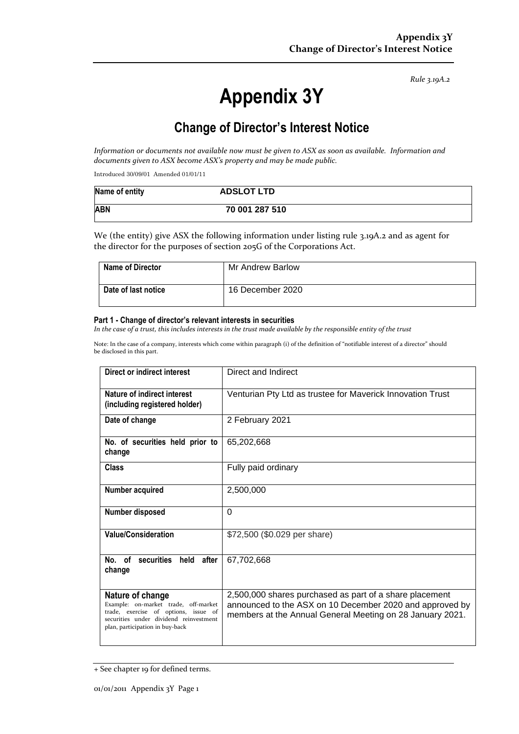*Rule 3.19A.2*

# Appendix 3Y

## Change of Director's Interest Notice

*Information or documents not available now must be given to ASX as soon as available. Information and documents given to ASX become ASX's property and may be made public.*

Introduced 30/09/01 Amended 01/01/11

| Name of entity | ADSLOT LTD |
|---|---|
| ABN | 70 001 287 510 |

We (the entity) give ASX the following information under listing rule 3.19A.2 and as agent for the director for the purposes of section 205G of the Corporations Act.

| Name of Director | Mr Andrew Barlow |
|---|---|
| Date of last notice | 16 December 2020 |

#### Part 1 - Change of director's relevant interests in securities

*In the case of a trust, this includes interests in the trust made available by the responsible entity of the trust*

Note: In the case of a company, interests which come within paragraph (i) of the definition of "notifiable interest of a director" should be disclosed in this part.

| Direct or indirect interest | Direct and Indirect |
|---|---|
| Nature of indirect interest (including registered holder) | Venturian Pty Ltd as trustee for Maverick Innovation Trust |
| Date of change | 2 February 2021 |
| No. of securities held prior to change | 65,202,668 |
| Class | Fully paid ordinary |
| Number acquired | 2,500,000 |
| Number disposed | 0 |
| Value/Consideration | $72,500 ($0.029 per share) |
| No. of securities held after change | 67,702,668 |
| **Nature of change** Example: on-market trade, off-market trade, exercise of options, issue of securities under dividend reinvestment plan, participation in buy-back | 2,500,000 shares purchased as part of a share placement announced to the ASX on 10 December 2020 and approved by members at the Annual General Meeting on 28 January 2021. |

+ See chapter 19 for defined terms.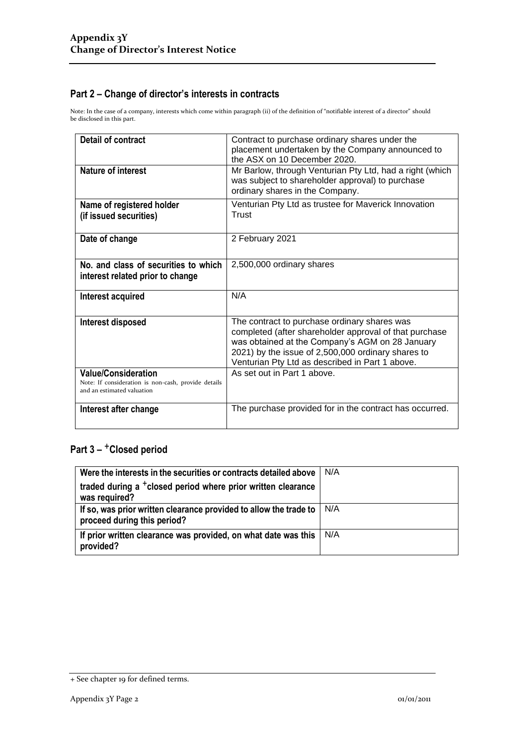## Part 2 – Change of director's interests in contracts

Note: In the case of a company, interests which come within paragraph (ii) of the definition of "notifiable interest of a director" should be disclosed in this part.

| | |
|---|---|
| **Detail of contract** | Contract to purchase ordinary shares under the placement undertaken by the Company announced to the ASX on 10 December 2020. |
| **Nature of interest** | Mr Barlow, through Venturian Pty Ltd, had a right (which was subject to shareholder approval) to purchase ordinary shares in the Company. |
| **Name of registered holder (if issued securities)** | Venturian Pty Ltd as trustee for Maverick Innovation Trust |
| **Date of change** | 2 February 2021 |
| **No. and class of securities to which interest related prior to change** | 2,500,000 ordinary shares |
| **Interest acquired** | N/A |
| **Interest disposed** | The contract to purchase ordinary shares was completed (after shareholder approval of that purchase was obtained at the Company's AGM on 28 January 2021) by the issue of 2,500,000 ordinary shares to Venturian Pty Ltd as described in Part 1 above. |
| **Value/Consideration** Note: If consideration is non-cash, provide details and an estimated valuation | As set out in Part 1 above. |
| **Interest after change** | The purchase provided for in the contract has occurred. |

## Part 3 – +Closed period

| | |
|---|---|
| **Were the interests in the securities or contracts detailed above traded during a +closed period where prior written clearance was required?** | N/A |
| **If so, was prior written clearance provided to allow the trade to proceed during this period?** | N/A |
| **If prior written clearance was provided, on what date was this provided?** | N/A |

+ See chapter 19 for defined terms.